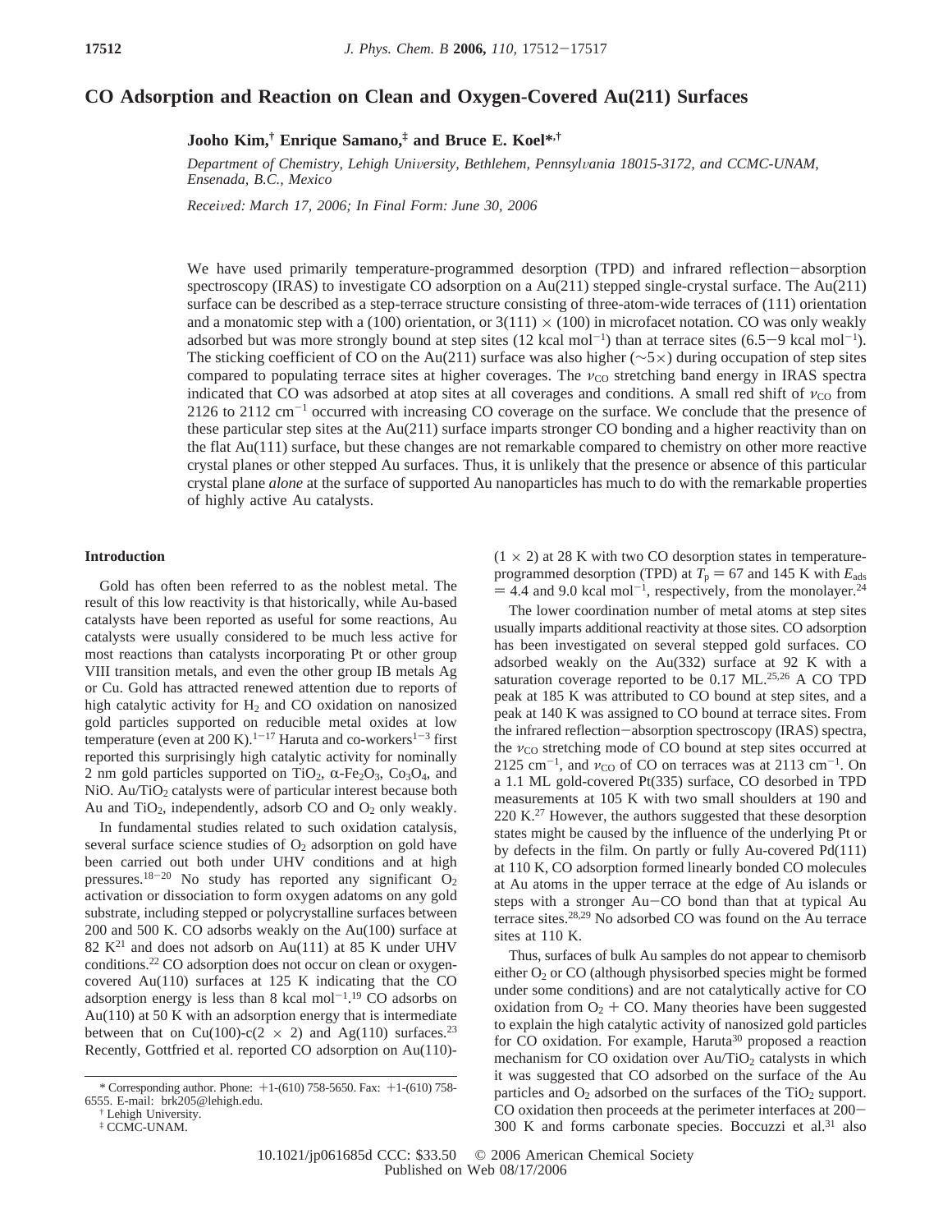# CO Adsorption and Reaction on Clean and Oxygen-Covered Au(211) Surfaces

**Jooho Kim,[†] Enrique Samano,[‡] and Bruce E. Koel*[,†]**

*Department of Chemistry, Lehigh University, Bethlehem, Pennsylvania 18015-3172, and CCMC-UNAM, Ensenada, B.C., Mexico*

*Received: March 17, 2006; In Final Form: June 30, 2006*

We have used primarily temperature-programmed desorption (TPD) and infrared reflection–absorption spectroscopy (IRAS) to investigate CO adsorption on a Au(211) stepped single-crystal surface. The Au(211) surface can be described as a step-terrace structure consisting of three-atom-wide terraces of (111) orientation and a monatomic step with a (100) orientation, or 3(111) × (100) in microfacet notation. CO was only weakly adsorbed but was more strongly bound at step sites (12 kcal mol$^{-1}$) than at terrace sites (6.5–9 kcal mol$^{-1}$). The sticking coefficient of CO on the Au(211) surface was also higher (∼5×) during occupation of step sites compared to populating terrace sites at higher coverages. The $\nu_{CO}$ stretching band energy in IRAS spectra indicated that CO was adsorbed at atop sites at all coverages and conditions. A small red shift of $\nu_{CO}$ from 2126 to 2112 cm$^{-1}$ occurred with increasing CO coverage on the surface. We conclude that the presence of these particular step sites at the Au(211) surface imparts stronger CO bonding and a higher reactivity than on the flat Au(111) surface, but these changes are not remarkable compared to chemistry on other more reactive crystal planes or other stepped Au surfaces. Thus, it is unlikely that the presence or absence of this particular crystal plane *alone* at the surface of supported Au nanoparticles has much to do with the remarkable properties of highly active Au catalysts.

## Introduction

Gold has often been referred to as the noblest metal. The result of this low reactivity is that historically, while Au-based catalysts have been reported as useful for some reactions, Au catalysts were usually considered to be much less active for most reactions than catalysts incorporating Pt or other group VIII transition metals, and even the other group IB metals Ag or Cu. Gold has attracted renewed attention due to reports of high catalytic activity for $H_2$ and CO oxidation on nanosized gold particles supported on reducible metal oxides at low temperature (even at 200 K).[1–17] Haruta and co-workers[1–3] first reported this surprisingly high catalytic activity for nominally 2 nm gold particles supported on $TiO_2$, $\alpha$-$Fe_2O_3$, $Co_3O_4$, and NiO. Au/$TiO_2$ catalysts were of particular interest because both Au and $TiO_2$, independently, adsorb CO and $O_2$ only weakly.

In fundamental studies related to such oxidation catalysis, several surface science studies of $O_2$ adsorption on gold have been carried out both under UHV conditions and at high pressures.[18–20] No study has reported any significant $O_2$ activation or dissociation to form oxygen adatoms on any gold substrate, including stepped or polycrystalline surfaces between 200 and 500 K. CO adsorbs weakly on the Au(100) surface at 82 K[21] and does not adsorb on Au(111) at 85 K under UHV conditions.[22] CO adsorption does not occur on clean or oxygen-covered Au(110) surfaces at 125 K indicating that the CO adsorption energy is less than 8 kcal mol$^{-1}$.[19] CO adsorbs on Au(110) at 50 K with an adsorption energy that is intermediate between that on Cu(100)-c(2 × 2) and Ag(110) surfaces.[23] Recently, Gottfried et al. reported CO adsorption on Au(110)-(1 × 2) at 28 K with two CO desorption states in temperature-programmed desorption (TPD) at $T_p$ = 67 and 145 K with $E_{ads}$ = 4.4 and 9.0 kcal mol$^{-1}$, respectively, from the monolayer.[24]

The lower coordination number of metal atoms at step sites usually imparts additional reactivity at those sites. CO adsorption has been investigated on several stepped gold surfaces. CO adsorbed weakly on the Au(332) surface at 92 K with a saturation coverage reported to be 0.17 ML.[25,26] A CO TPD peak at 185 K was attributed to CO bound at step sites, and a peak at 140 K was assigned to CO bound at terrace sites. From the infrared reflection–absorption spectroscopy (IRAS) spectra, the $\nu_{CO}$ stretching mode of CO bound at step sites occurred at 2125 cm$^{-1}$, and $\nu_{CO}$ of CO on terraces was at 2113 cm$^{-1}$. On a 1.1 ML gold-covered Pt(335) surface, CO desorbed in TPD measurements at 105 K with two small shoulders at 190 and 220 K.[27] However, the authors suggested that these desorption states might be caused by the influence of the underlying Pt or by defects in the film. On partly or fully Au-covered Pd(111) at 110 K, CO adsorption formed linearly bonded CO molecules at Au atoms in the upper terrace at the edge of Au islands or steps with a stronger Au–CO bond than that at typical Au terrace sites.[28,29] No adsorbed CO was found on the Au terrace sites at 110 K.

Thus, surfaces of bulk Au samples do not appear to chemisorb either $O_2$ or CO (although physisorbed species might be formed under some conditions) and are not catalytically active for CO oxidation from $O_2$ + CO. Many theories have been suggested to explain the high catalytic activity of nanosized gold particles for CO oxidation. For example, Haruta[30] proposed a reaction mechanism for CO oxidation over Au/$TiO_2$ catalysts in which it was suggested that CO adsorbed on the surface of the Au particles and $O_2$ adsorbed on the surfaces of the $TiO_2$ support. CO oxidation then proceeds at the perimeter interfaces at 200–300 K and forms carbonate species. Boccuzzi et al.[31] also

* Corresponding author. Phone: +1-(610) 758-5650. Fax: +1-(610) 758-6555. E-mail: brk205@lehigh.edu.

[†] Lehigh University.

[‡] CCMC-UNAM.

10.1021/jp061685d CCC: $33.50 © 2006 American Chemical Society
Published on Web 08/17/2006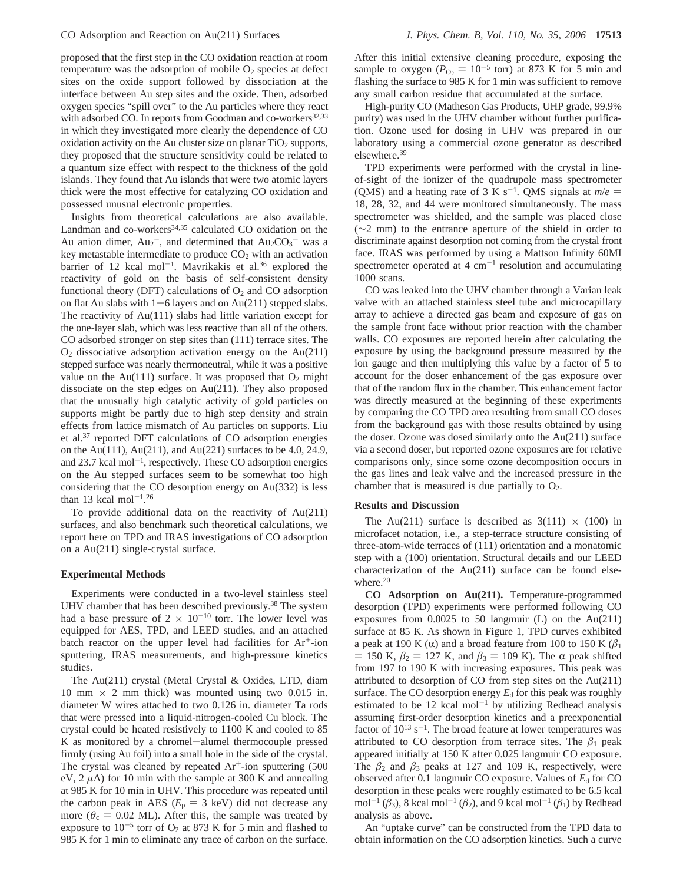proposed that the first step in the CO oxidation reaction at room temperature was the adsorption of mobile $O_2$ species at defect sites on the oxide support followed by dissociation at the interface between Au step sites and the oxide. Then, adsorbed oxygen species "spill over" to the Au particles where they react with adsorbed CO. In reports from Goodman and co-workers[32,33] in which they investigated more clearly the dependence of CO oxidation activity on the Au cluster size on planar $TiO_2$ supports, they proposed that the structure sensitivity could be related to a quantum size effect with respect to the thickness of the gold islands. They found that Au islands that were two atomic layers thick were the most effective for catalyzing CO oxidation and possessed unusual electronic properties.

Insights from theoretical calculations are also available. Landman and co-workers[34,35] calculated CO oxidation on the Au anion dimer, $Au_2^-$, and determined that $Au_2CO_3^-$ was a key metastable intermediate to produce $CO_2$ with an activation barrier of 12 kcal mol$^{-1}$. Mavrikakis et al.[36] explored the reactivity of gold on the basis of self-consistent density functional theory (DFT) calculations of $O_2$ and CO adsorption on flat Au slabs with 1−6 layers and on Au(211) stepped slabs. The reactivity of Au(111) slabs had little variation except for the one-layer slab, which was less reactive than all of the others. CO adsorbed stronger on step sites than (111) terrace sites. The $O_2$ dissociative adsorption activation energy on the Au(211) stepped surface was nearly thermoneutral, while it was a positive value on the Au(111) surface. It was proposed that $O_2$ might dissociate on the step edges on Au(211). They also proposed that the unusually high catalytic activity of gold particles on supports might be partly due to high step density and strain effects from lattice mismatch of Au particles on supports. Liu et al.[37] reported DFT calculations of CO adsorption energies on the Au(111), Au(211), and Au(221) surfaces to be 4.0, 24.9, and 23.7 kcal mol$^{-1}$, respectively. These CO adsorption energies on the Au stepped surfaces seem to be somewhat too high considering that the CO desorption energy on Au(332) is less than 13 kcal mol$^{-1}$.[26]

To provide additional data on the reactivity of Au(211) surfaces, and also benchmark such theoretical calculations, we report here on TPD and IRAS investigations of CO adsorption on a Au(211) single-crystal surface.

## Experimental Methods

Experiments were conducted in a two-level stainless steel UHV chamber that has been described previously.[38] The system had a base pressure of $2 \times 10^{-10}$ torr. The lower level was equipped for AES, TPD, and LEED studies, and an attached batch reactor on the upper level had facilities for $Ar^+$-ion sputtering, IRAS measurements, and high-pressure kinetics studies.

The Au(211) crystal (Metal Crystal & Oxides, LTD, diam 10 mm × 2 mm thick) was mounted using two 0.015 in. diameter W wires attached to two 0.126 in. diameter Ta rods that were pressed into a liquid-nitrogen-cooled Cu block. The crystal could be heated resistively to 1100 K and cooled to 85 K as monitored by a chromel−alumel thermocouple pressed firmly (using Au foil) into a small hole in the side of the crystal. The crystal was cleaned by repeated $Ar^+$-ion sputtering (500 eV, 2 $\mu$A) for 10 min with the sample at 300 K and annealing at 985 K for 10 min in UHV. This procedure was repeated until the carbon peak in AES ($E_p$ = 3 keV) did not decrease any more ($\theta_c$ = 0.02 ML). After this, the sample was treated by exposure to $10^{-5}$ torr of $O_2$ at 873 K for 5 min and flashed to 985 K for 1 min to eliminate any trace of carbon on the surface. After this initial extensive cleaning procedure, exposing the sample to oxygen ($P_{O_2} = 10^{-5}$ torr) at 873 K for 5 min and flashing the surface to 985 K for 1 min was sufficient to remove any small carbon residue that accumulated at the surface.

High-purity CO (Matheson Gas Products, UHP grade, 99.9% purity) was used in the UHV chamber without further purification. Ozone used for dosing in UHV was prepared in our laboratory using a commercial ozone generator as described elsewhere.[39]

TPD experiments were performed with the crystal in line-of-sight of the ionizer of the quadrupole mass spectrometer (QMS) and a heating rate of 3 K s$^{-1}$. QMS signals at $m/e$ = 18, 28, 32, and 44 were monitored simultaneously. The mass spectrometer was shielded, and the sample was placed close (~2 mm) to the entrance aperture of the shield in order to discriminate against desorption not coming from the crystal front face. IRAS was performed by using a Mattson Infinity 60MI spectrometer operated at 4 cm$^{-1}$ resolution and accumulating 1000 scans.

CO was leaked into the UHV chamber through a Varian leak valve with an attached stainless steel tube and microcapillary array to achieve a directed gas beam and exposure of gas on the sample front face without prior reaction with the chamber walls. CO exposures are reported herein after calculating the exposure by using the background pressure measured by the ion gauge and then multiplying this value by a factor of 5 to account for the doser enhancement of the gas exposure over that of the random flux in the chamber. This enhancement factor was directly measured at the beginning of these experiments by comparing the CO TPD area resulting from small CO doses from the background gas with those results obtained by using the doser. Ozone was dosed similarly onto the Au(211) surface via a second doser, but reported ozone exposures are for relative comparisons only, since some ozone decomposition occurs in the gas lines and leak valve and the increased pressure in the chamber that is measured is due partially to $O_2$.

## Results and Discussion

The Au(211) surface is described as 3(111) × (100) in microfacet notation, i.e., a step-terrace structure consisting of three-atom-wide terraces of (111) orientation and a monatomic step with a (100) orientation. Structural details and our LEED characterization of the Au(211) surface can be found elsewhere.[20]

**CO Adsorption on Au(211).** Temperature-programmed desorption (TPD) experiments were performed following CO exposures from 0.0025 to 50 langmuir (L) on the Au(211) surface at 85 K. As shown in Figure 1, TPD curves exhibited a peak at 190 K ($\alpha$) and a broad feature from 100 to 150 K ($\beta_1$ = 150 K, $\beta_2$ = 127 K, and $\beta_3$ = 109 K). The $\alpha$ peak shifted from 197 to 190 K with increasing exposures. This peak was attributed to desorption of CO from step sites on the Au(211) surface. The CO desorption energy $E_d$ for this peak was roughly estimated to be 12 kcal mol$^{-1}$ by utilizing Redhead analysis assuming first-order desorption kinetics and a preexponential factor of $10^{13}$ s$^{-1}$. The broad feature at lower temperatures was attributed to CO desorption from terrace sites. The $\beta_1$ peak appeared initially at 150 K after 0.025 langmuir CO exposure. The $\beta_2$ and $\beta_3$ peaks at 127 and 109 K, respectively, were observed after 0.1 langmuir CO exposure. Values of $E_d$ for CO desorption in these peaks were roughly estimated to be 6.5 kcal mol$^{-1}$ ($\beta_3$), 8 kcal mol$^{-1}$ ($\beta_2$), and 9 kcal mol$^{-1}$ ($\beta_1$) by Redhead analysis as above.

An "uptake curve" can be constructed from the TPD data to obtain information on the CO adsorption kinetics. Such a curve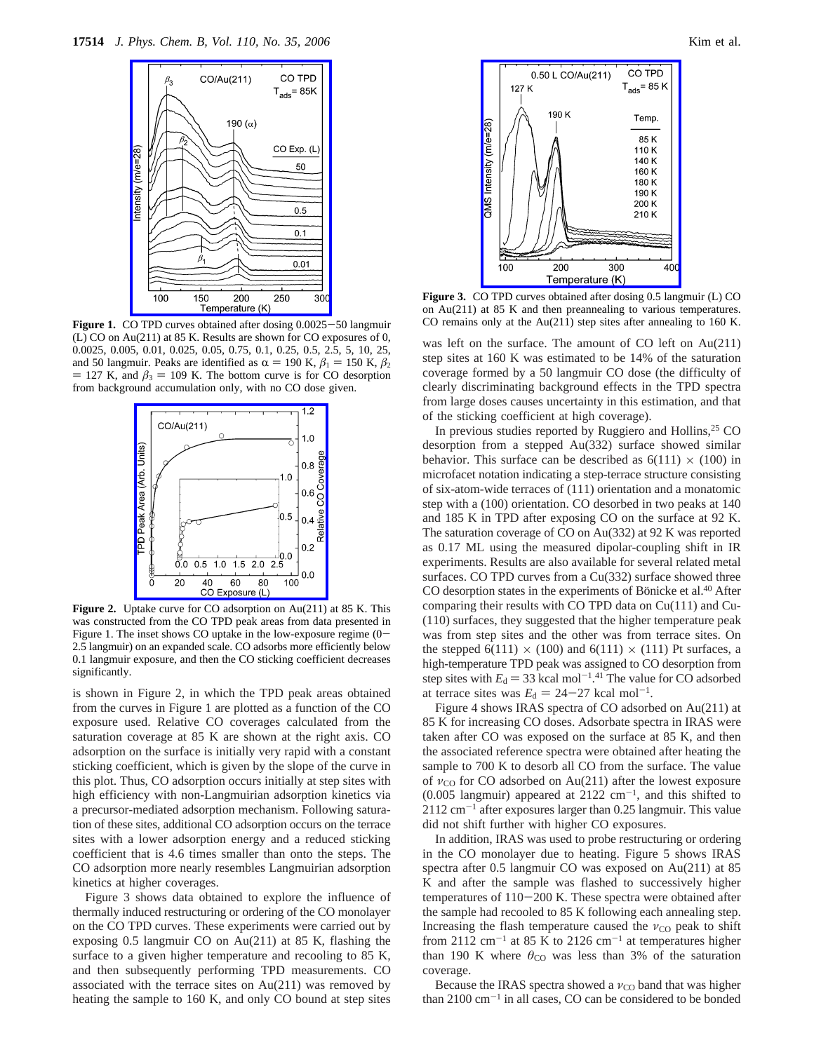**Figure 1.** CO TPD curves obtained after dosing 0.0025−50 langmuir (L) CO on Au(211) at 85 K. Results are shown for CO exposures of 0, 0.0025, 0.005, 0.01, 0.025, 0.05, 0.75, 0.1, 0.25, 0.5, 2.5, 5, 10, 25, and 50 langmuir. Peaks are identified as $\alpha = 190$ K, $\beta_1 = 150$ K, $\beta_2 = 127$ K, and $\beta_3 = 109$ K. The bottom curve is for CO desorption from background accumulation only, with no CO dose given.

**Figure 2.** Uptake curve for CO adsorption on Au(211) at 85 K. This was constructed from the CO TPD peak areas from data presented in Figure 1. The inset shows CO uptake in the low-exposure regime (0−2.5 langmuir) on an expanded scale. CO adsorbs more efficiently below 0.1 langmuir exposure, and then the CO sticking coefficient decreases significantly.

is shown in Figure 2, in which the TPD peak areas obtained from the curves in Figure 1 are plotted as a function of the CO exposure used. Relative CO coverages calculated from the saturation coverage at 85 K are shown at the right axis. CO adsorption on the surface is initially very rapid with a constant sticking coefficient, which is given by the slope of the curve in this plot. Thus, CO adsorption occurs initially at step sites with high efficiency with non-Langmuirian adsorption kinetics via a precursor-mediated adsorption mechanism. Following saturation of these sites, additional CO adsorption occurs on the terrace sites with a lower adsorption energy and a reduced sticking coefficient that is 4.6 times smaller than onto the steps. The CO adsorption more nearly resembles Langmuirian adsorption kinetics at higher coverages.

Figure 3 shows data obtained to explore the influence of thermally induced restructuring or ordering of the CO monolayer on the CO TPD curves. These experiments were carried out by exposing 0.5 langmuir CO on Au(211) at 85 K, flashing the surface to a given higher temperature and recooling to 85 K, and then subsequently performing TPD measurements. CO associated with the terrace sites on Au(211) was removed by heating the sample to 160 K, and only CO bound at step sites

**Figure 3.** CO TPD curves obtained after dosing 0.5 langmuir (L) CO on Au(211) at 85 K and then preannealing to various temperatures. CO remains only at the Au(211) step sites after annealing to 160 K.

was left on the surface. The amount of CO left on Au(211) step sites at 160 K was estimated to be 14% of the saturation coverage formed by a 50 langmuir CO dose (the difficulty of clearly discriminating background effects in the TPD spectra from large doses causes uncertainty in this estimation, and that of the sticking coefficient at high coverage).

In previous studies reported by Ruggiero and Hollins,[25] CO desorption from a stepped Au(332) surface showed similar behavior. This surface can be described as 6(111) × (100) in microfacet notation indicating a step-terrace structure consisting of six-atom-wide terraces of (111) orientation and a monatomic step with a (100) orientation. CO desorbed in two peaks at 140 and 185 K in TPD after exposing CO on the surface at 92 K. The saturation coverage of CO on Au(332) at 92 K was reported as 0.17 ML using the measured dipolar-coupling shift in IR experiments. Results are also available for several related metal surfaces. CO TPD curves from a Cu(332) surface showed three CO desorption states in the experiments of Bönicke et al.[40] After comparing their results with CO TPD data on Cu(111) and Cu(110) surfaces, they suggested that the higher temperature peak was from step sites and the other was from terrace sites. On the stepped 6(111) × (100) and 6(111) × (111) Pt surfaces, a high-temperature TPD peak was assigned to CO desorption from step sites with $E_d = 33$ kcal mol$^{-1}$.[41] The value for CO adsorbed at terrace sites was $E_d = 24$−$27$ kcal mol$^{-1}$.

Figure 4 shows IRAS spectra of CO adsorbed on Au(211) at 85 K for increasing CO doses. Adsorbate spectra in IRAS were taken after CO was exposed on the surface at 85 K, and then the associated reference spectra were obtained after heating the sample to 700 K to desorb all CO from the surface. The value of $\nu_{CO}$ for CO adsorbed on Au(211) after the lowest exposure (0.005 langmuir) appeared at 2122 cm$^{-1}$, and this shifted to 2112 cm$^{-1}$ after exposures larger than 0.25 langmuir. This value did not shift further with higher CO exposures.

In addition, IRAS was used to probe restructuring or ordering in the CO monolayer due to heating. Figure 5 shows IRAS spectra after 0.5 langmuir CO was exposed on Au(211) at 85 K and after the sample was flashed to successively higher temperatures of 110−200 K. These spectra were obtained after the sample had recooled to 85 K following each annealing step. Increasing the flash temperature caused the $\nu_{CO}$ peak to shift from 2112 cm$^{-1}$ at 85 K to 2126 cm$^{-1}$ at temperatures higher than 190 K where $\theta_{CO}$ was less than 3% of the saturation coverage.

Because the IRAS spectra showed a $\nu_{CO}$ band that was higher than 2100 cm$^{-1}$ in all cases, CO can be considered to be bonded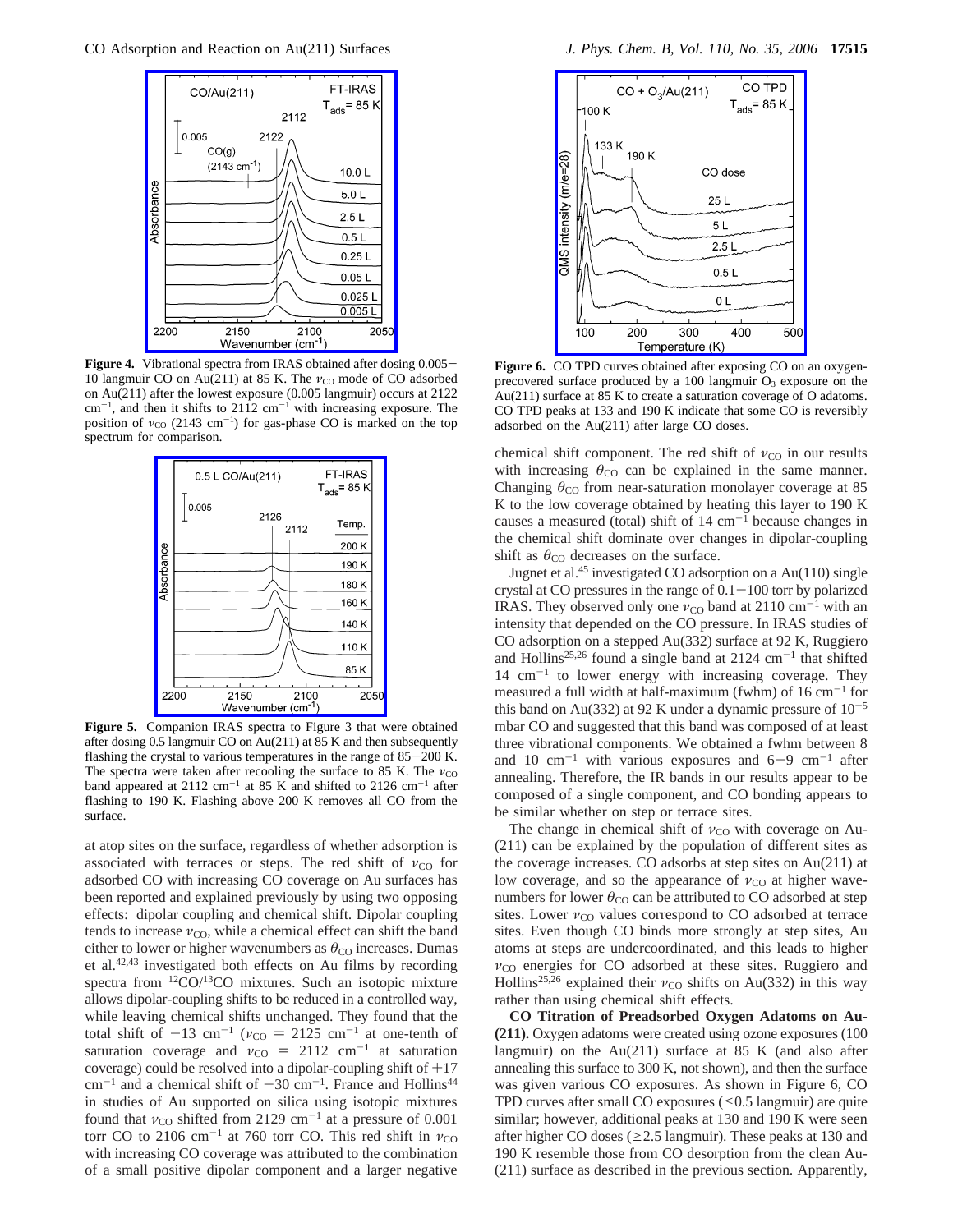**Figure 4.** Vibrational spectra from IRAS obtained after dosing 0.005−10 langmuir CO on Au(211) at 85 K. The $\nu_{CO}$ mode of CO adsorbed on Au(211) after the lowest exposure (0.005 langmuir) occurs at 2122 $cm^{-1}$, and then it shifts to 2112 $cm^{-1}$ with increasing exposure. The position of $\nu_{CO}$ (2143 $cm^{-1}$) for gas-phase CO is marked on the top spectrum for comparison.

**Figure 5.** Companion IRAS spectra to Figure 3 that were obtained after dosing 0.5 langmuir CO on Au(211) at 85 K and then subsequently flashing the crystal to various temperatures in the range of 85−200 K. The spectra were taken after recooling the surface to 85 K. The $\nu_{CO}$ band appeared at 2112 $cm^{-1}$ at 85 K and shifted to 2126 $cm^{-1}$ after flashing to 190 K. Flashing above 200 K removes all CO from the surface.

at atop sites on the surface, regardless of whether adsorption is associated with terraces or steps. The red shift of $\nu_{CO}$ for adsorbed CO with increasing CO coverage on Au surfaces has been reported and explained previously by using two opposing effects: dipolar coupling and chemical shift. Dipolar coupling tends to increase $\nu_{CO}$, while a chemical effect can shift the band either to lower or higher wavenumbers as $\theta_{CO}$ increases. Dumas et al.[42,43] investigated both effects on Au films by recording spectra from $^{12}CO/^{13}CO$ mixtures. Such an isotopic mixture allows dipolar-coupling shifts to be reduced in a controlled way, while leaving chemical shifts unchanged. They found that the total shift of −13 $cm^{-1}$ ($\nu_{CO}$ = 2125 $cm^{-1}$ at one-tenth of saturation coverage and $\nu_{CO}$ = 2112 $cm^{-1}$ at saturation coverage) could be resolved into a dipolar-coupling shift of +17 $cm^{-1}$ and a chemical shift of −30 $cm^{-1}$. France and Hollins[44] in studies of Au supported on silica using isotopic mixtures found that $\nu_{CO}$ shifted from 2129 $cm^{-1}$ at a pressure of 0.001 torr CO to 2106 $cm^{-1}$ at 760 torr CO. This red shift in $\nu_{CO}$ with increasing CO coverage was attributed to the combination of a small positive dipolar component and a larger negative chemical shift component. The red shift of $\nu_{CO}$ in our results with increasing $\theta_{CO}$ can be explained in the same manner. Changing $\theta_{CO}$ from near-saturation monolayer coverage at 85 K to the low coverage obtained by heating this layer to 190 K causes a measured (total) shift of 14 $cm^{-1}$ because changes in the chemical shift dominate over changes in dipolar-coupling shift as $\theta_{CO}$ decreases on the surface.

Jugnet et al.[45] investigated CO adsorption on a Au(110) single crystal at CO pressures in the range of 0.1−100 torr by polarized IRAS. They observed only one $\nu_{CO}$ band at 2110 $cm^{-1}$ with an intensity that depended on the CO pressure. In IRAS studies of CO adsorption on a stepped Au(332) surface at 92 K, Ruggiero and Hollins[25,26] found a single band at 2124 $cm^{-1}$ that shifted 14 $cm^{-1}$ to lower energy with increasing coverage. They measured a full width at half-maximum (fwhm) of 16 $cm^{-1}$ for this band on Au(332) at 92 K under a dynamic pressure of $10^{-5}$ mbar CO and suggested that this band was composed of at least three vibrational components. We obtained a fwhm between 8 and 10 $cm^{-1}$ with various exposures and 6−9 $cm^{-1}$ after annealing. Therefore, the IR bands in our results appear to be composed of a single component, and CO bonding appears to be similar whether on step or terrace sites.

The change in chemical shift of $\nu_{CO}$ with coverage on Au(211) can be explained by the population of different sites as the coverage increases. CO adsorbs at step sites on Au(211) at low coverage, and so the appearance of $\nu_{CO}$ at higher wavenumbers for lower $\theta_{CO}$ can be attributed to CO adsorbed at step sites. Lower $\nu_{CO}$ values correspond to CO adsorbed at terrace sites. Even though CO binds more strongly at step sites, Au atoms at steps are undercoordinated, and this leads to higher $\nu_{CO}$ energies for CO adsorbed at these sites. Ruggiero and Hollins[25,26] explained their $\nu_{CO}$ shifts on Au(332) in this way rather than using chemical shift effects.

**Figure 6.** CO TPD curves obtained after exposing CO on an oxygen-precovered surface produced by a 100 langmuir $O_3$ exposure on the Au(211) surface at 85 K to create a saturation coverage of O adatoms. CO TPD peaks at 133 and 190 K indicate that some CO is reversibly adsorbed on the Au(211) after large CO doses.

**CO Titration of Preadsorbed Oxygen Adatoms on Au(211).** Oxygen adatoms were created using ozone exposures (100 langmuir) on the Au(211) surface at 85 K (and also after annealing this surface to 300 K, not shown), and then the surface was given various CO exposures. As shown in Figure 6, CO TPD curves after small CO exposures (≤0.5 langmuir) are quite similar; however, additional peaks at 130 and 190 K were seen after higher CO doses (≥2.5 langmuir). These peaks at 130 and 190 K resemble those from CO desorption from the clean Au(211) surface as described in the previous section. Apparently,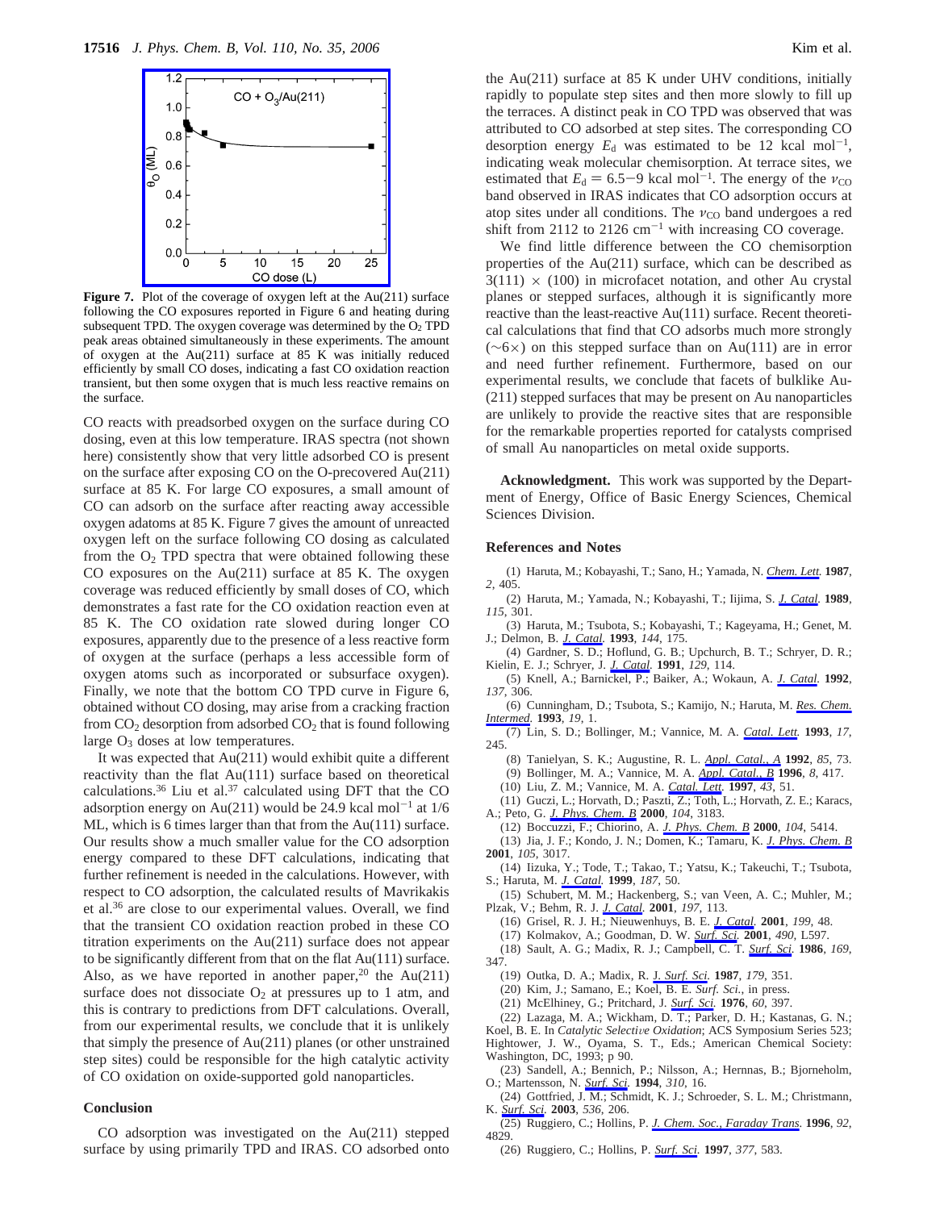**Figure 7.** Plot of the coverage of oxygen left at the Au(211) surface following the CO exposures reported in Figure 6 and heating during subsequent TPD. The oxygen coverage was determined by the $O_2$ TPD peak areas obtained simultaneously in these experiments. The amount of oxygen at the Au(211) surface at 85 K was initially reduced efficiently by small CO doses, indicating a fast CO oxidation reaction transient, but then some oxygen that is much less reactive remains on the surface.

CO reacts with preadsorbed oxygen on the surface during CO dosing, even at this low temperature. IRAS spectra (not shown here) consistently show that very little adsorbed CO is present on the surface after exposing CO on the O-precovered Au(211) surface at 85 K. For large CO exposures, a small amount of CO can adsorb on the surface after reacting away accessible oxygen adatoms at 85 K. Figure 7 gives the amount of unreacted oxygen left on the surface following CO dosing as calculated from the $O_2$ TPD spectra that were obtained following these CO exposures on the Au(211) surface at 85 K. The oxygen coverage was reduced efficiently by small doses of CO, which demonstrates a fast rate for the CO oxidation reaction even at 85 K. The CO oxidation rate slowed during longer CO exposures, apparently due to the presence of a less reactive form of oxygen at the surface (perhaps a less accessible form of oxygen atoms such as incorporated or subsurface oxygen). Finally, we note that the bottom CO TPD curve in Figure 6, obtained without CO dosing, may arise from a cracking fraction from $CO_2$ desorption from adsorbed $CO_2$ that is found following large $O_3$ doses at low temperatures.

It was expected that Au(211) would exhibit quite a different reactivity than the flat Au(111) surface based on theoretical calculations.[36] Liu et al.[37] calculated using DFT that the CO adsorption energy on Au(211) would be 24.9 kcal mol$^{-1}$ at 1/6 ML, which is 6 times larger than that from the Au(111) surface. Our results show a much smaller value for the CO adsorption energy compared to these DFT calculations, indicating that further refinement is needed in the calculations. However, with respect to CO adsorption, the calculated results of Mavrikakis et al.[36] are close to our experimental values. Overall, we find that the transient CO oxidation reaction probed in these CO titration experiments on the Au(211) surface does not appear to be significantly different from that on the flat Au(111) surface. Also, as we have reported in another paper,[20] the Au(211) surface does not dissociate $O_2$ at pressures up to 1 atm, and this is contrary to predictions from DFT calculations. Overall, from our experimental results, we conclude that it is unlikely that simply the presence of Au(211) planes (or other unstrained step sites) could be responsible for the high catalytic activity of CO oxidation on oxide-supported gold nanoparticles.

## Conclusion

CO adsorption was investigated on the Au(211) stepped surface by using primarily TPD and IRAS. CO adsorbed onto the Au(211) surface at 85 K under UHV conditions, initially rapidly to populate step sites and then more slowly to fill up the terraces. A distinct peak in CO TPD was observed that was attributed to CO adsorbed at step sites. The corresponding CO desorption energy $E_d$ was estimated to be 12 kcal mol$^{-1}$, indicating weak molecular chemisorption. At terrace sites, we estimated that $E_d$ = 6.5−9 kcal mol$^{-1}$. The energy of the $\nu_{CO}$ band observed in IRAS indicates that CO adsorption occurs at atop sites under all conditions. The $\nu_{CO}$ band undergoes a red shift from 2112 to 2126 cm$^{-1}$ with increasing CO coverage.

We find little difference between the CO chemisorption properties of the Au(211) surface, which can be described as 3(111) × (100) in microfacet notation, and other Au crystal planes or stepped surfaces, although it is significantly more reactive than the least-reactive Au(111) surface. Recent theoretical calculations that find that CO adsorbs much more strongly (∼6×) on this stepped surface than on Au(111) are in error and need further refinement. Furthermore, based on our experimental results, we conclude that facets of bulklike Au(211) stepped surfaces that may be present on Au nanoparticles are unlikely to provide the reactive sites that are responsible for the remarkable properties reported for catalysts comprised of small Au nanoparticles on metal oxide supports.

**Acknowledgment.** This work was supported by the Department of Energy, Office of Basic Energy Sciences, Chemical Sciences Division.

## References and Notes

(1) Haruta, M.; Kobayashi, T.; Sano, H.; Yamada, N. *Chem. Lett.* **1987**, *2*, 405.

(2) Haruta, M.; Yamada, N.; Kobayashi, T.; Iijima, S. *J. Catal.* **1989**, *115*, 301.

(3) Haruta, M.; Tsubota, S.; Kobayashi, T.; Kageyama, H.; Genet, M. J.; Delmon, B. *J. Catal.* **1993**, *144*, 175.

(4) Gardner, S. D.; Hoflund, G. B.; Upchurch, B. T.; Schryer, D. R.; Kielin, E. J.; Schryer, J. *J. Catal.* **1991**, *129*, 114.

(5) Knell, A.; Barnickel, P.; Baiker, A.; Wokaun, A. *J. Catal.* **1992**, *137*, 306.

(6) Cunningham, D.; Tsubota, S.; Kamijo, N.; Haruta, M. *Res. Chem. Intermed.* **1993**, *19*, 1.

(7) Lin, S. D.; Bollinger, M.; Vannice, M. A. *Catal. Lett.* **1993**, *17*, 245.

(8) Tanielyan, S. K.; Augustine, R. L. *Appl. Catal., A* **1992**, *85*, 73.

(9) Bollinger, M. A.; Vannice, M. A. *Appl. Catal., B* **1996**, *8*, 417.

(10) Liu, Z. M.; Vannice, M. A. *Catal. Lett.* **1997**, *43*, 51.

(11) Guczi, L.; Horvath, D.; Paszti, Z.; Toth, L.; Horvath, Z. E.; Karacs, A.; Peto, G. *J. Phys. Chem. B* **2000**, *104*, 3183.

(12) Boccuzzi, F.; Chiorino, A. *J. Phys. Chem. B* **2000**, *104*, 5414.

(13) Jia, J. F.; Kondo, J. N.; Domen, K.; Tamaru, K. *J. Phys. Chem. B* **2001**, *105*, 3017.

(14) Iizuka, Y.; Tode, T.; Takao, T.; Yatsu, K.; Takeuchi, T.; Tsubota, S.; Haruta, M. *J. Catal.* **1999**, *187*, 50.

(15) Schubert, M. M.; Hackenberg, S.; van Veen, A. C.; Muhler, M.; Plzak, V.; Behm, R. J. *J. Catal.* **2001**, *197*, 113.

(16) Grisel, R. J. H.; Nieuwenhuys, B. E. *J. Catal.* **2001**, *199*, 48.

(17) Kolmakov, A.; Goodman, D. W. *Surf. Sci.* **2001**, *490*, L597.

(18) Sault, A. G.; Madix, R. J.; Campbell, C. T. *Surf. Sci.* **1986**, *169*, 347.

(19) Outka, D. A.; Madix, R. J. *Surf. Sci.* **1987**, *179*, 351.

(20) Kim, J.; Samano, E.; Koel, B. E. *Surf. Sci.*, in press.

(21) McElhiney, G.; Pritchard, J. *Surf. Sci.* **1976**, *60*, 397.

(22) Lazaga, M. A.; Wickham, D. T.; Parker, D. H.; Kastanas, G. N.; Koel, B. E. In *Catalytic Selective Oxidation*; ACS Symposium Series 523; Hightower, J. W., Oyama, S. T., Eds.; American Chemical Society: Washington, DC, 1993; p 90.

(23) Sandell, A.; Bennich, P.; Nilsson, A.; Hernnas, B.; Bjorneholm, O.; Martensson, N. *Surf. Sci.* **1994**, *310*, 16.

(24) Gottfried, J. M.; Schmidt, K. J.; Schroeder, S. L. M.; Christmann, K. *Surf. Sci.* **2003**, *536*, 206.

(25) Ruggiero, C.; Hollins, P. *J. Chem. Soc., Faraday Trans.* **1996**, *92*, 4829.

(26) Ruggiero, C.; Hollins, P. *Surf. Sci.* **1997**, *377*, 583.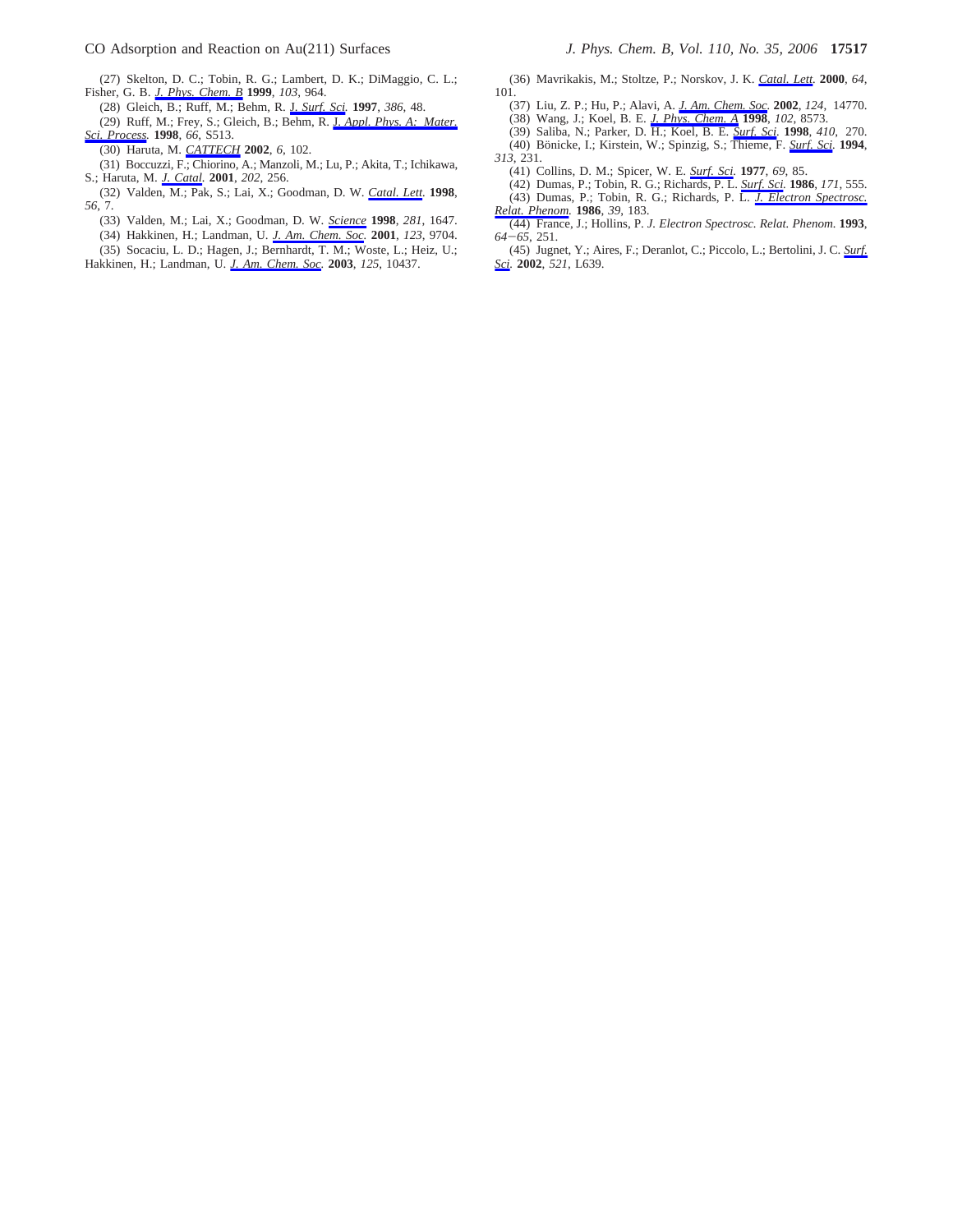(27) Skelton, D. C.; Tobin, R. G.; Lambert, D. K.; DiMaggio, C. L.; Fisher, G. B. *J. Phys. Chem. B* **1999**, *103*, 964.

(28) Gleich, B.; Ruff, M.; Behm, R. J. *Surf. Sci.* **1997**, *386*, 48.

(29) Ruff, M.; Frey, S.; Gleich, B.; Behm, R. J. *Appl. Phys. A: Mater. Sci. Process.* **1998**, *66*, S513.

(30) Haruta, M. *CATTECH* **2002**, *6*, 102.

(31) Boccuzzi, F.; Chiorino, A.; Manzoli, M.; Lu, P.; Akita, T.; Ichikawa, S.; Haruta, M. *J. Catal.* **2001**, *202*, 256.

(32) Valden, M.; Pak, S.; Lai, X.; Goodman, D. W. *Catal. Lett.* **1998**, *56*, 7.

(33) Valden, M.; Lai, X.; Goodman, D. W. *Science* **1998**, *281*, 1647.

(34) Hakkinen, H.; Landman, U. *J. Am. Chem. Soc.* **2001**, *123*, 9704.

(35) Socaciu, L. D.; Hagen, J.; Bernhardt, T. M.; Woste, L.; Heiz, U.; Hakkinen, H.; Landman, U. *J. Am. Chem. Soc.* **2003**, *125*, 10437.

(36) Mavrikakis, M.; Stoltze, P.; Norskov, J. K. *Catal. Lett.* **2000**, *64*, 101.

(37) Liu, Z. P.; Hu, P.; Alavi, A. *J. Am. Chem. Soc.* **2002**, *124*, 14770.

(38) Wang, J.; Koel, B. E. *J. Phys. Chem. A* **1998**, *102*, 8573.

(39) Saliba, N.; Parker, D. H.; Koel, B. E. *Surf. Sci.* **1998**, *410*, 270.

(40) Bönicke, I.; Kirstein, W.; Spinzig, S.; Thieme, F. *Surf. Sci.* **1994**, *313*, 231.

(41) Collins, D. M.; Spicer, W. E. *Surf. Sci.* **1977**, *69*, 85.

(42) Dumas, P.; Tobin, R. G.; Richards, P. L. *Surf. Sci.* **1986**, *171*, 555.

(43) Dumas, P.; Tobin, R. G.; Richards, P. L. *J. Electron Spectrosc. Relat. Phenom.* **1986**, *39*, 183.

(44) France, J.; Hollins, P. *J. Electron Spectrosc. Relat. Phenom.* **1993**, *64*−*65*, 251.

(45) Jugnet, Y.; Aires, F.; Deranlot, C.; Piccolo, L.; Bertolini, J. C. *Surf. Sci.* **2002**, *521*, L639.